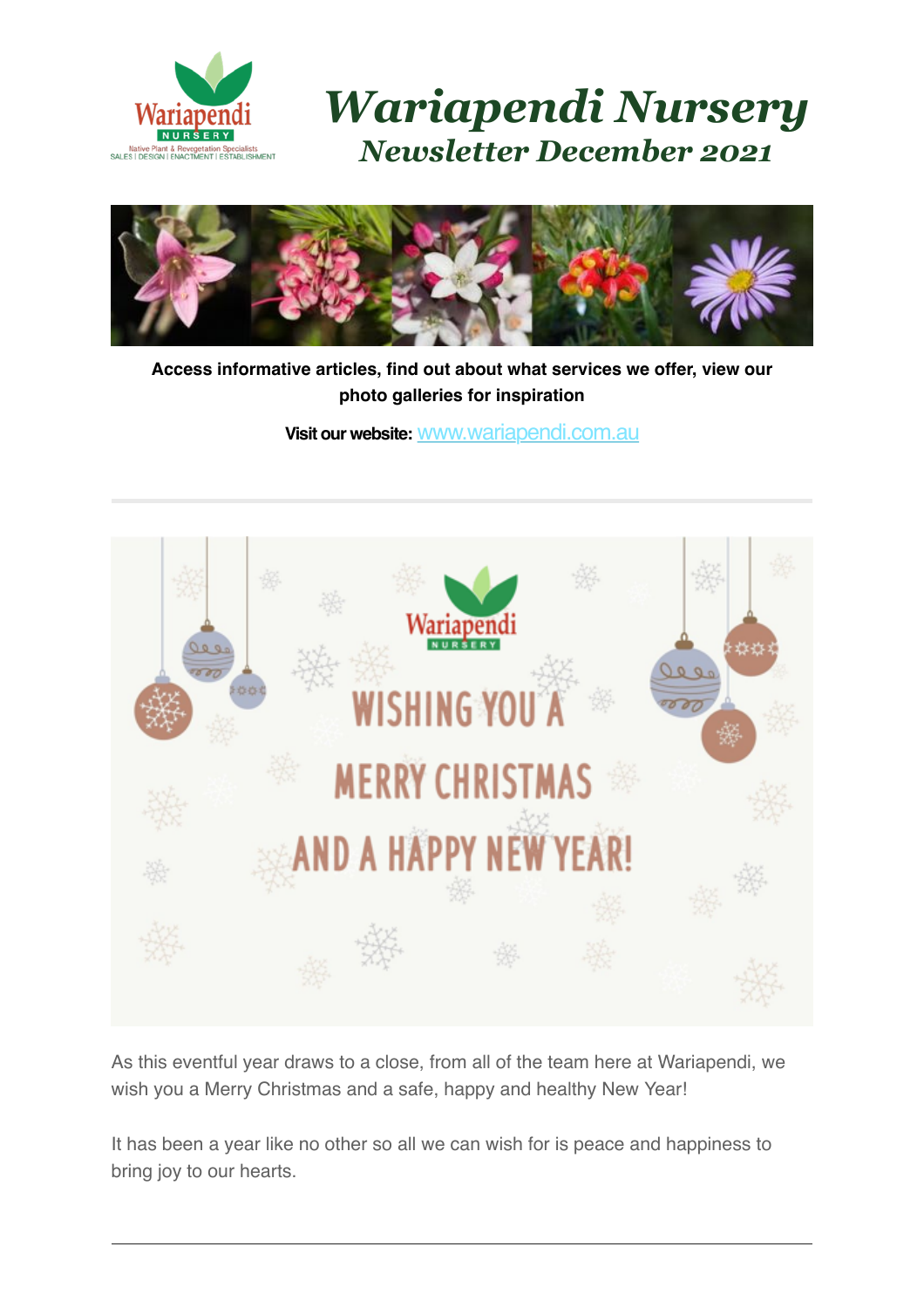# Wariapendi Nursery

## Newsletter December 2021

**Access informative articles, find out about what services we offer, view our photo galleries for inspiration**

**Visit our website:** [www.wariapendi.com.au](http://www.wariapendi.com.au)

---

WISHING YOU A MERRY CHRISTMAS AND A HAPPY NEW YEAR!

As this eventful year draws to a close, from all of the team here at Wariapendi, we wish you a Merry Christmas and a safe, happy and healthy New Year!

It has been a year like no other so all we can wish for is peace and happiness to bring joy to our hearts.

---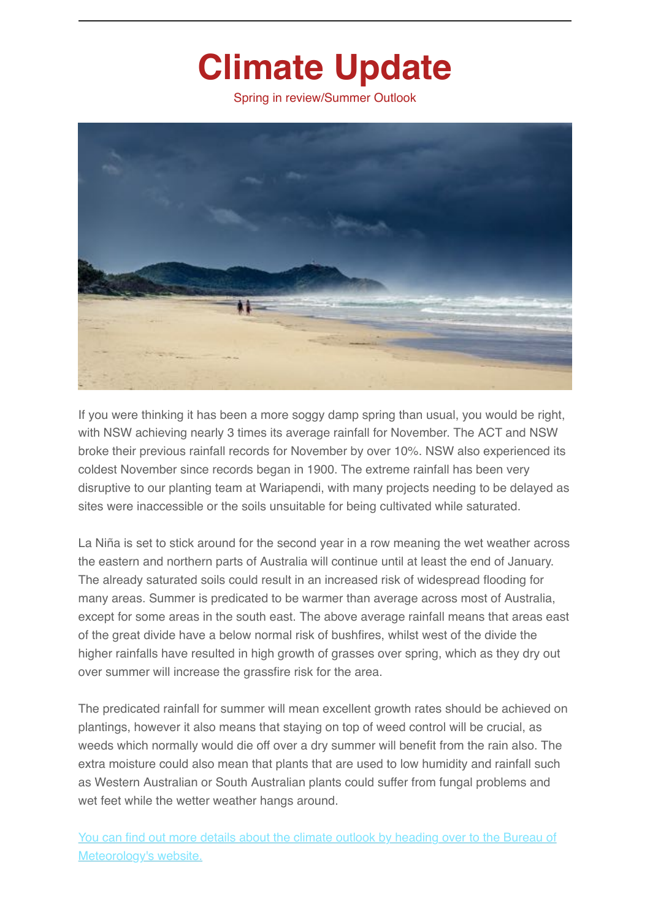# Climate Update

Spring in review/Summer Outlook

If you were thinking it has been a more soggy damp spring than usual, you would be right, with NSW achieving nearly 3 times its average rainfall for November. The ACT and NSW broke their previous rainfall records for November by over 10%. NSW also experienced its coldest November since records began in 1900. The extreme rainfall has been very disruptive to our planting team at Wariapendi, with many projects needing to be delayed as sites were inaccessible or the soils unsuitable for being cultivated while saturated.

La Niña is set to stick around for the second year in a row meaning the wet weather across the eastern and northern parts of Australia will continue until at least the end of January. The already saturated soils could result in an increased risk of widespread flooding for many areas. Summer is predicated to be warmer than average across most of Australia, except for some areas in the south east. The above average rainfall means that areas east of the great divide have a below normal risk of bushfires, whilst west of the divide the higher rainfalls have resulted in high growth of grasses over spring, which as they dry out over summer will increase the grassfire risk for the area.

The predicated rainfall for summer will mean excellent growth rates should be achieved on plantings, however it also means that staying on top of weed control will be crucial, as weeds which normally would die off over a dry summer will benefit from the rain also. The extra moisture could also mean that plants that are used to low humidity and rainfall such as Western Australian or South Australian plants could suffer from fungal problems and wet feet while the wetter weather hangs around.

You can find out more details about the climate outlook by heading over to the Bureau of Meteorology's website.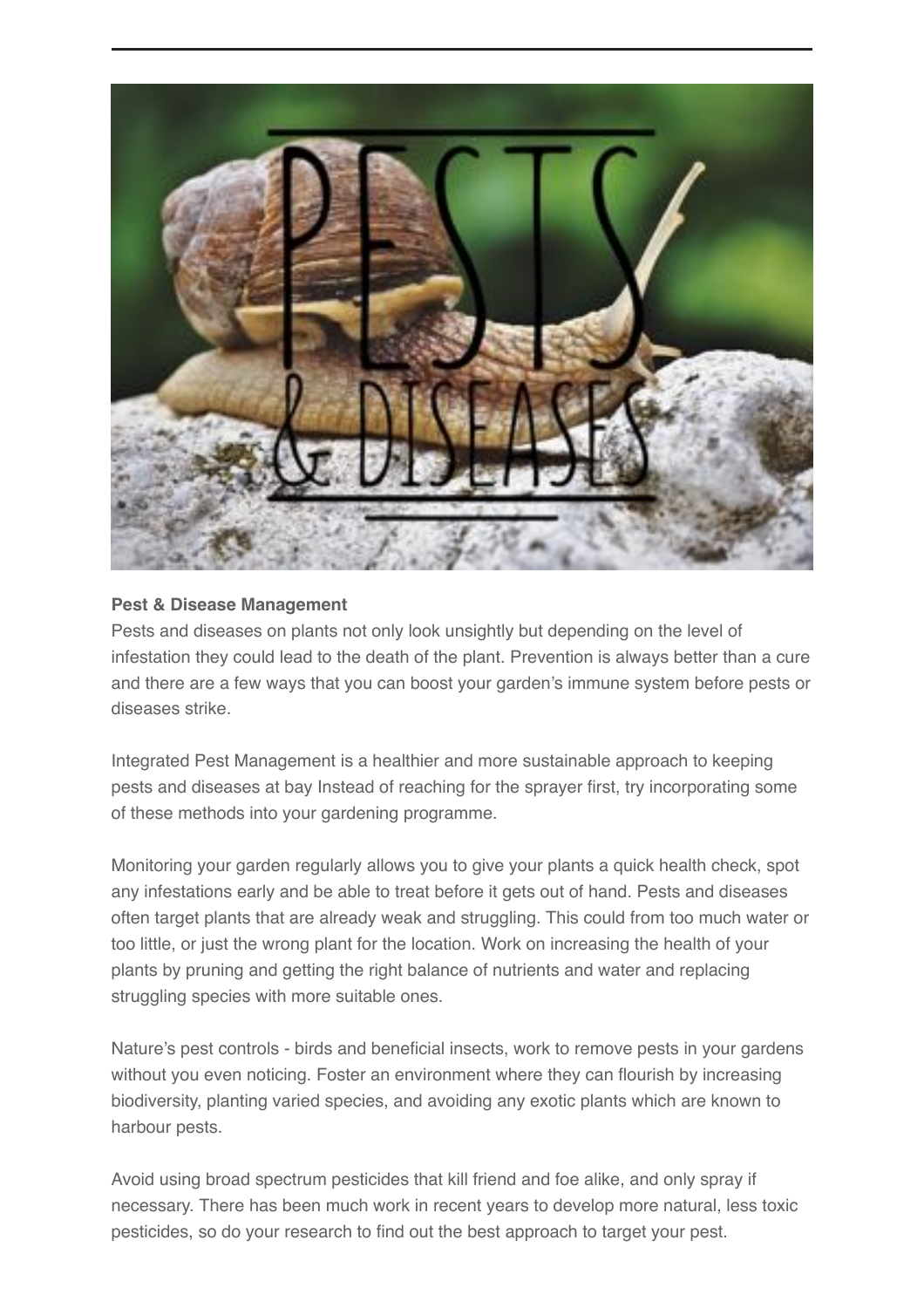**Pest & Disease Management**

Pests and diseases on plants not only look unsightly but depending on the level of infestation they could lead to the death of the plant. Prevention is always better than a cure and there are a few ways that you can boost your garden's immune system before pests or diseases strike.

Integrated Pest Management is a healthier and more sustainable approach to keeping pests and diseases at bay Instead of reaching for the sprayer first, try incorporating some of these methods into your gardening programme.

Monitoring your garden regularly allows you to give your plants a quick health check, spot any infestations early and be able to treat before it gets out of hand. Pests and diseases often target plants that are already weak and struggling. This could from too much water or too little, or just the wrong plant for the location. Work on increasing the health of your plants by pruning and getting the right balance of nutrients and water and replacing struggling species with more suitable ones.

Nature's pest controls - birds and beneficial insects, work to remove pests in your gardens without you even noticing. Foster an environment where they can flourish by increasing biodiversity, planting varied species, and avoiding any exotic plants which are known to harbour pests.

Avoid using broad spectrum pesticides that kill friend and foe alike, and only spray if necessary. There has been much work in recent years to develop more natural, less toxic pesticides, so do your research to find out the best approach to target your pest.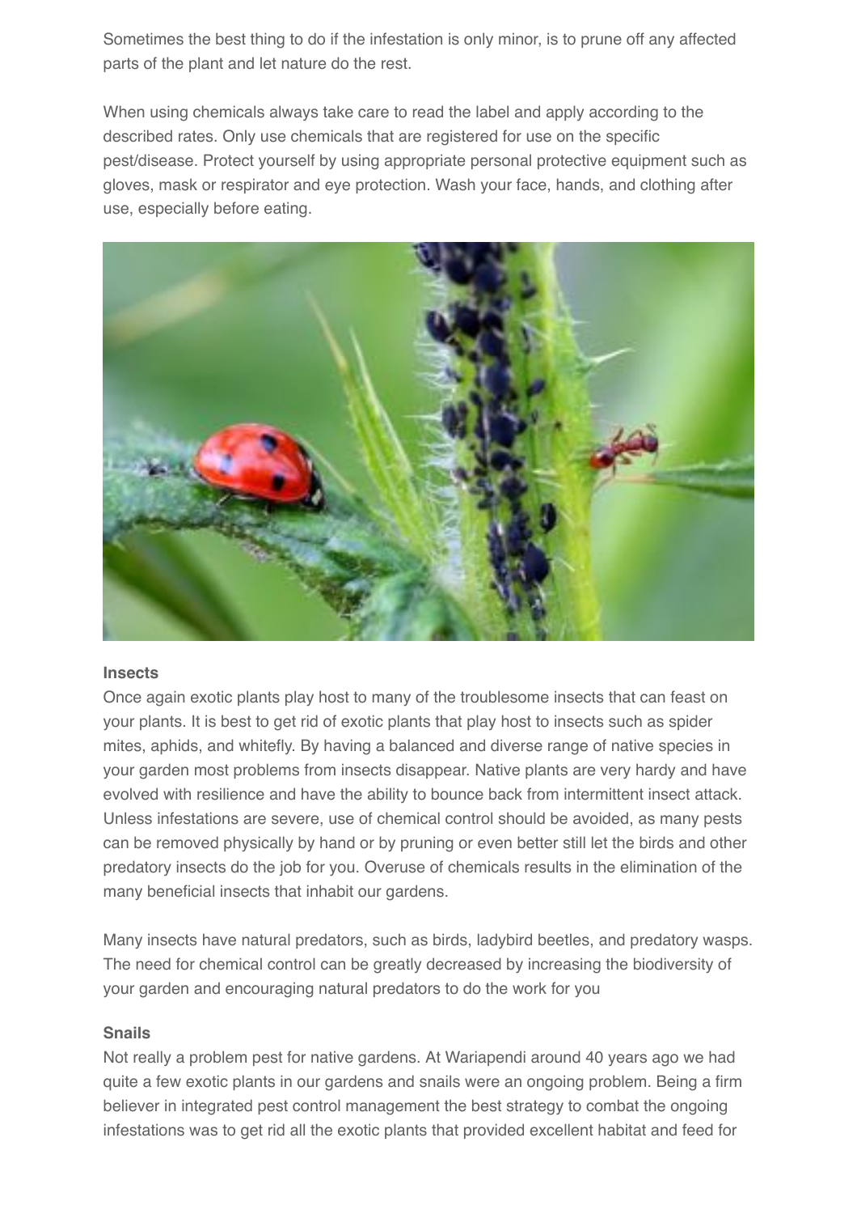Sometimes the best thing to do if the infestation is only minor, is to prune off any affected parts of the plant and let nature do the rest.

When using chemicals always take care to read the label and apply according to the described rates. Only use chemicals that are registered for use on the specific pest/disease. Protect yourself by using appropriate personal protective equipment such as gloves, mask or respirator and eye protection. Wash your face, hands, and clothing after use, especially before eating.

**Insects**

Once again exotic plants play host to many of the troublesome insects that can feast on your plants. It is best to get rid of exotic plants that play host to insects such as spider mites, aphids, and whitefly. By having a balanced and diverse range of native species in your garden most problems from insects disappear. Native plants are very hardy and have evolved with resilience and have the ability to bounce back from intermittent insect attack. Unless infestations are severe, use of chemical control should be avoided, as many pests can be removed physically by hand or by pruning or even better still let the birds and other predatory insects do the job for you. Overuse of chemicals results in the elimination of the many beneficial insects that inhabit our gardens.

Many insects have natural predators, such as birds, ladybird beetles, and predatory wasps. The need for chemical control can be greatly decreased by increasing the biodiversity of your garden and encouraging natural predators to do the work for you

**Snails**

Not really a problem pest for native gardens. At Wariapendi around 40 years ago we had quite a few exotic plants in our gardens and snails were an ongoing problem. Being a firm believer in integrated pest control management the best strategy to combat the ongoing infestations was to get rid all the exotic plants that provided excellent habitat and feed for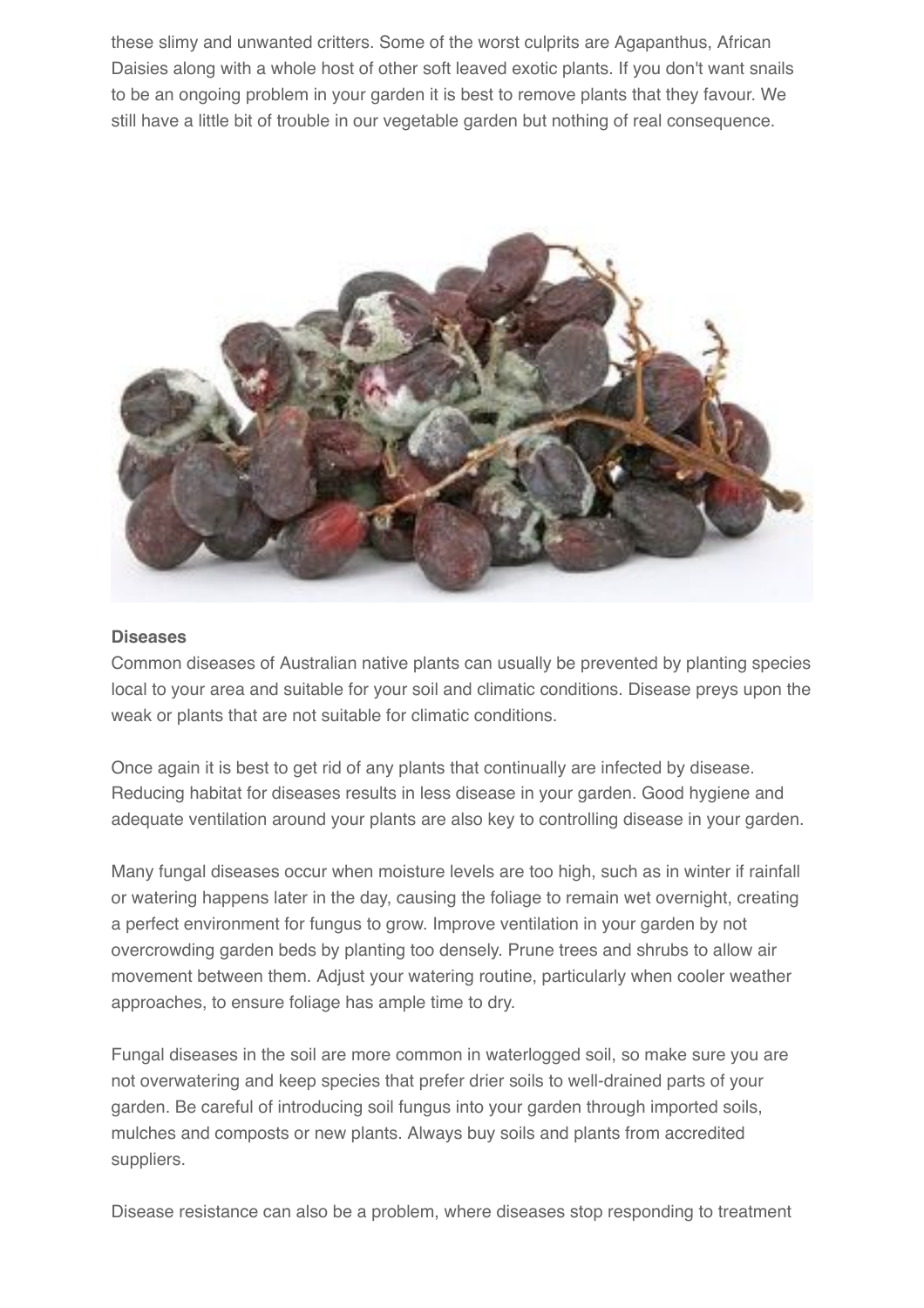these slimy and unwanted critters. Some of the worst culprits are Agapanthus, African Daisies along with a whole host of other soft leaved exotic plants. If you don't want snails to be an ongoing problem in your garden it is best to remove plants that they favour. We still have a little bit of trouble in our vegetable garden but nothing of real consequence.

**Diseases**

Common diseases of Australian native plants can usually be prevented by planting species local to your area and suitable for your soil and climatic conditions. Disease preys upon the weak or plants that are not suitable for climatic conditions.

Once again it is best to get rid of any plants that continually are infected by disease. Reducing habitat for diseases results in less disease in your garden. Good hygiene and adequate ventilation around your plants are also key to controlling disease in your garden.

Many fungal diseases occur when moisture levels are too high, such as in winter if rainfall or watering happens later in the day, causing the foliage to remain wet overnight, creating a perfect environment for fungus to grow. Improve ventilation in your garden by not overcrowding garden beds by planting too densely. Prune trees and shrubs to allow air movement between them. Adjust your watering routine, particularly when cooler weather approaches, to ensure foliage has ample time to dry.

Fungal diseases in the soil are more common in waterlogged soil, so make sure you are not overwatering and keep species that prefer drier soils to well-drained parts of your garden. Be careful of introducing soil fungus into your garden through imported soils, mulches and composts or new plants. Always buy soils and plants from accredited suppliers.

Disease resistance can also be a problem, where diseases stop responding to treatment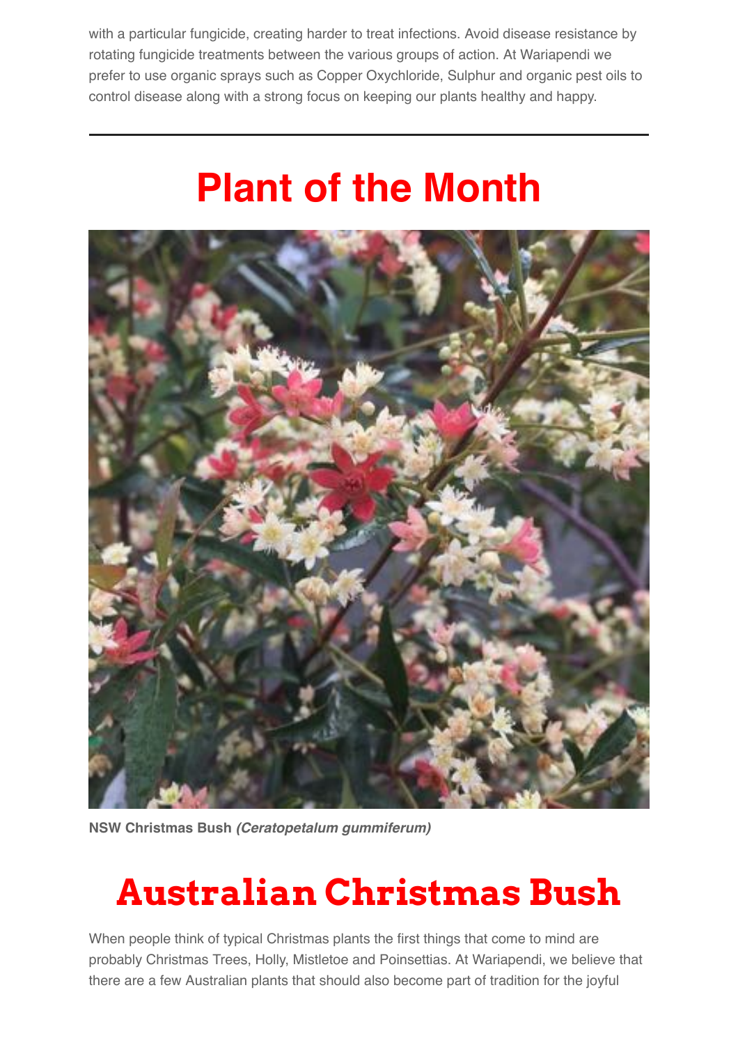with a particular fungicide, creating harder to treat infections. Avoid disease resistance by rotating fungicide treatments between the various groups of action. At Wariapendi we prefer to use organic sprays such as Copper Oxychloride, Sulphur and organic pest oils to control disease along with a strong focus on keeping our plants healthy and happy.

---

# Plant of the Month

**NSW Christmas Bush** ***(Ceratopetalum gummiferum)***

# Australian Christmas Bush

When people think of typical Christmas plants the first things that come to mind are probably Christmas Trees, Holly, Mistletoe and Poinsettias. At Wariapendi, we believe that there are a few Australian plants that should also become part of tradition for the joyful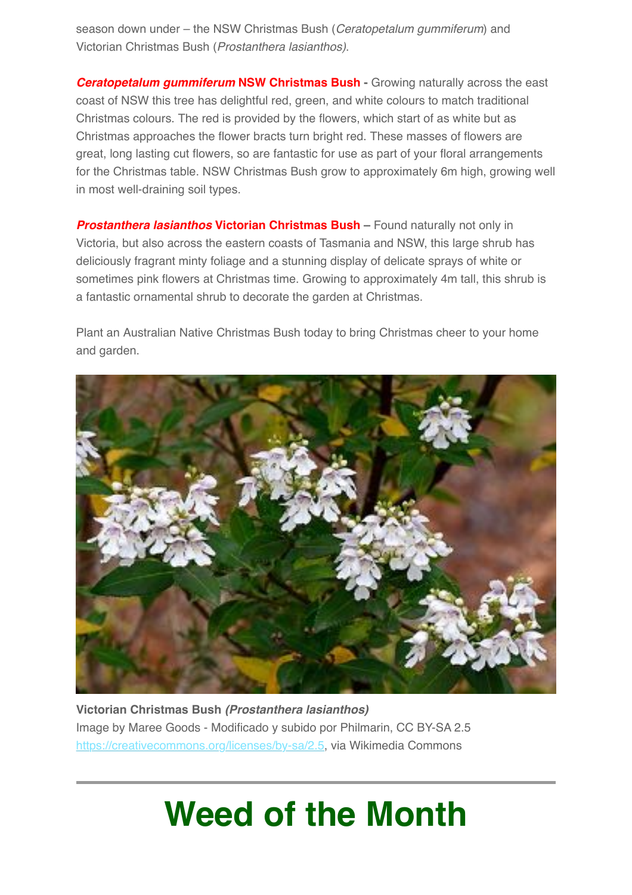season down under – the NSW Christmas Bush (*Ceratopetalum gummiferum*) and Victorian Christmas Bush (*Prostanthera lasianthos).*

***Ceratopetalum gummiferum* NSW Christmas Bush -** Growing naturally across the east coast of NSW this tree has delightful red, green, and white colours to match traditional Christmas colours. The red is provided by the flowers, which start of as white but as Christmas approaches the flower bracts turn bright red. These masses of flowers are great, long lasting cut flowers, so are fantastic for use as part of your floral arrangements for the Christmas table. NSW Christmas Bush grow to approximately 6m high, growing well in most well-draining soil types.

***Prostanthera lasianthos* Victorian Christmas Bush –** Found naturally not only in Victoria, but also across the eastern coasts of Tasmania and NSW, this large shrub has deliciously fragrant minty foliage and a stunning display of delicate sprays of white or sometimes pink flowers at Christmas time. Growing to approximately 4m tall, this shrub is a fantastic ornamental shrub to decorate the garden at Christmas.

Plant an Australian Native Christmas Bush today to bring Christmas cheer to your home and garden.

**Victorian Christmas Bush *(Prostanthera lasianthos)***
Image by Maree Goods - Modificado y subido por Philmarin, CC BY-SA 2.5 https://creativecommons.org/licenses/by-sa/2.5, via Wikimedia Commons

---

# Weed of the Month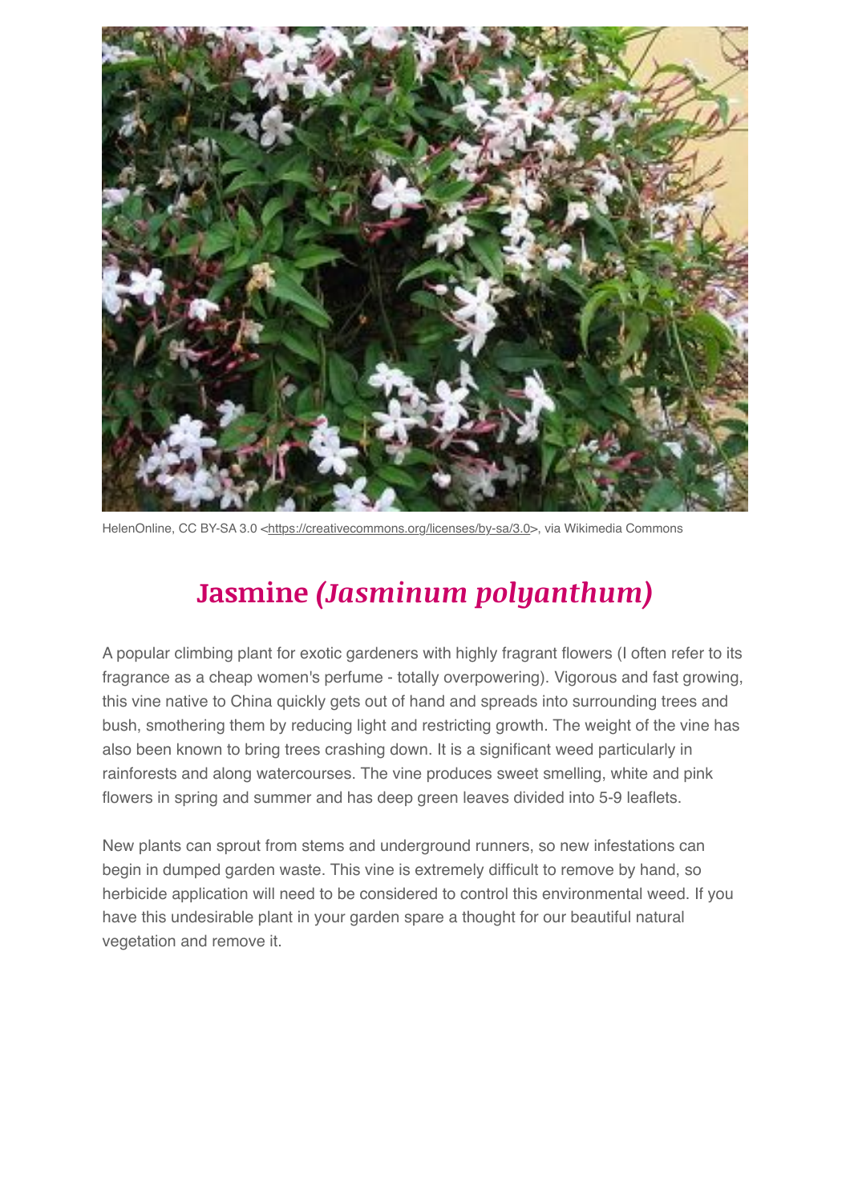HelenOnline, CC BY-SA 3.0 <https://creativecommons.org/licenses/by-sa/3.0>, via Wikimedia Commons

## Jasmine *(Jasminum polyanthum)*

A popular climbing plant for exotic gardeners with highly fragrant flowers (I often refer to its fragrance as a cheap women's perfume - totally overpowering). Vigorous and fast growing, this vine native to China quickly gets out of hand and spreads into surrounding trees and bush, smothering them by reducing light and restricting growth. The weight of the vine has also been known to bring trees crashing down. It is a significant weed particularly in rainforests and along watercourses. The vine produces sweet smelling, white and pink flowers in spring and summer and has deep green leaves divided into 5-9 leaflets.

New plants can sprout from stems and underground runners, so new infestations can begin in dumped garden waste. This vine is extremely difficult to remove by hand, so herbicide application will need to be considered to control this environmental weed. If you have this undesirable plant in your garden spare a thought for our beautiful natural vegetation and remove it.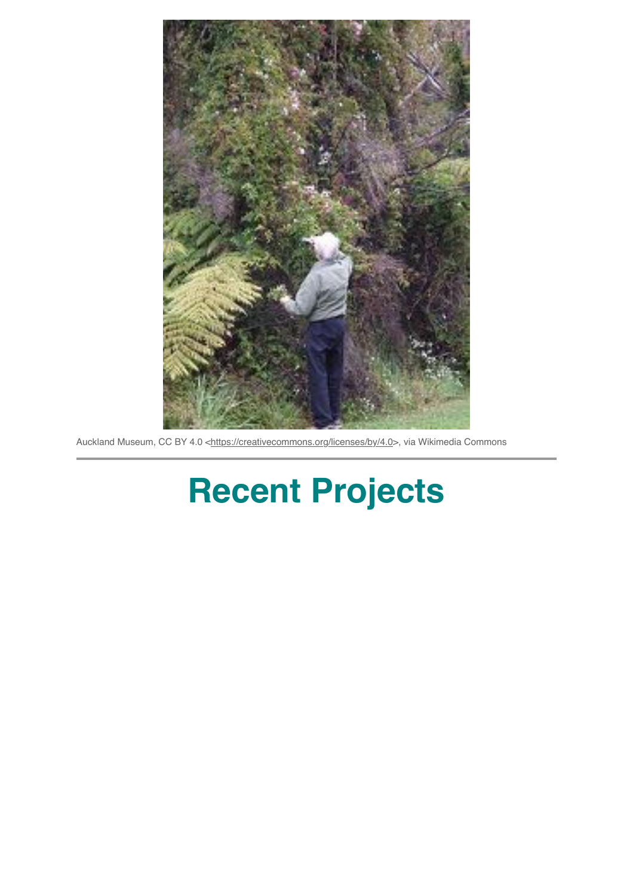Auckland Museum, CC BY 4.0 <https://creativecommons.org/licenses/by/4.0>, via Wikimedia Commons

---

# Recent Projects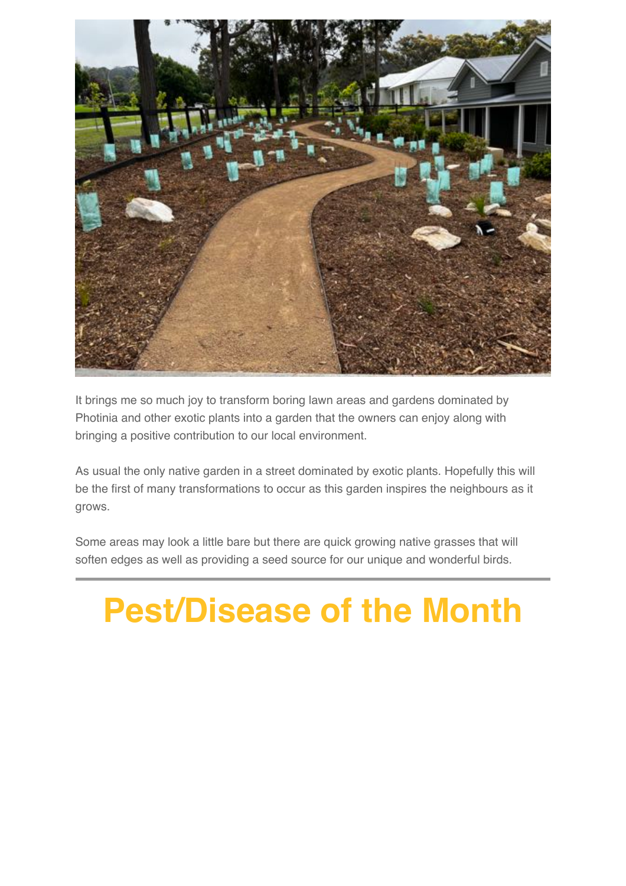It brings me so much joy to transform boring lawn areas and gardens dominated by Photinia and other exotic plants into a garden that the owners can enjoy along with bringing a positive contribution to our local environment.

As usual the only native garden in a street dominated by exotic plants. Hopefully this will be the first of many transformations to occur as this garden inspires the neighbours as it grows.

Some areas may look a little bare but there are quick growing native grasses that will soften edges as well as providing a seed source for our unique and wonderful birds.

---

# Pest/Disease of the Month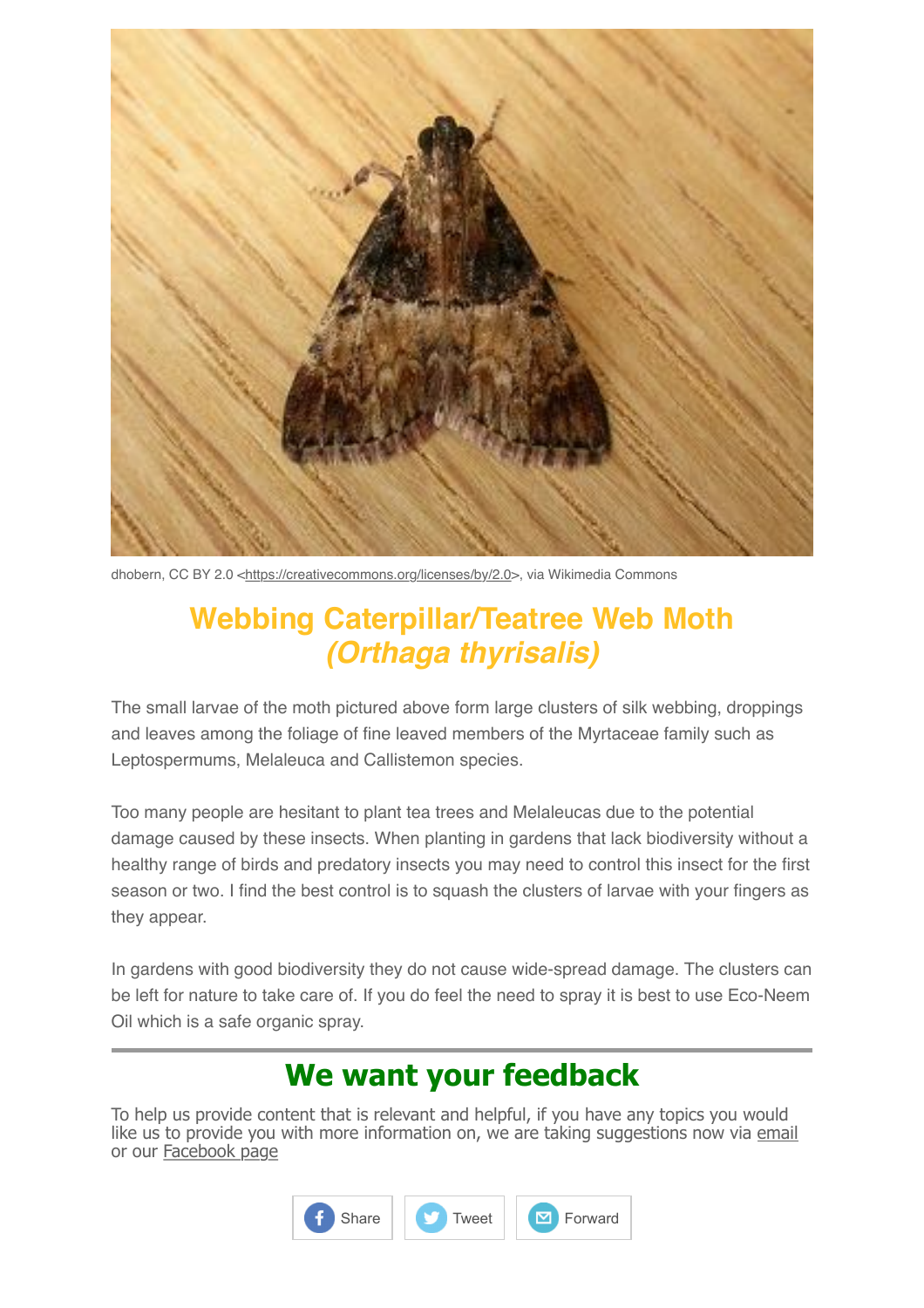dhobern, CC BY 2.0 <https://creativecommons.org/licenses/by/2.0>, via Wikimedia Commons

## Webbing Caterpillar/Teatree Web Moth *(Orthaga thyrisalis)*

The small larvae of the moth pictured above form large clusters of silk webbing, droppings and leaves among the foliage of fine leaved members of the Myrtaceae family such as Leptospermums, Melaleuca and Callistemon species.

Too many people are hesitant to plant tea trees and Melaleucas due to the potential damage caused by these insects. When planting in gardens that lack biodiversity without a healthy range of birds and predatory insects you may need to control this insect for the first season or two. I find the best control is to squash the clusters of larvae with your fingers as they appear.

In gardens with good biodiversity they do not cause wide-spread damage. The clusters can be left for nature to take care of. If you do feel the need to spray it is best to use Eco-Neem Oil which is a safe organic spray.

---

## We want your feedback

To help us provide content that is relevant and helpful, if you have any topics you would like us to provide you with more information on, we are taking suggestions now via email or our Facebook page

Share Tweet Forward